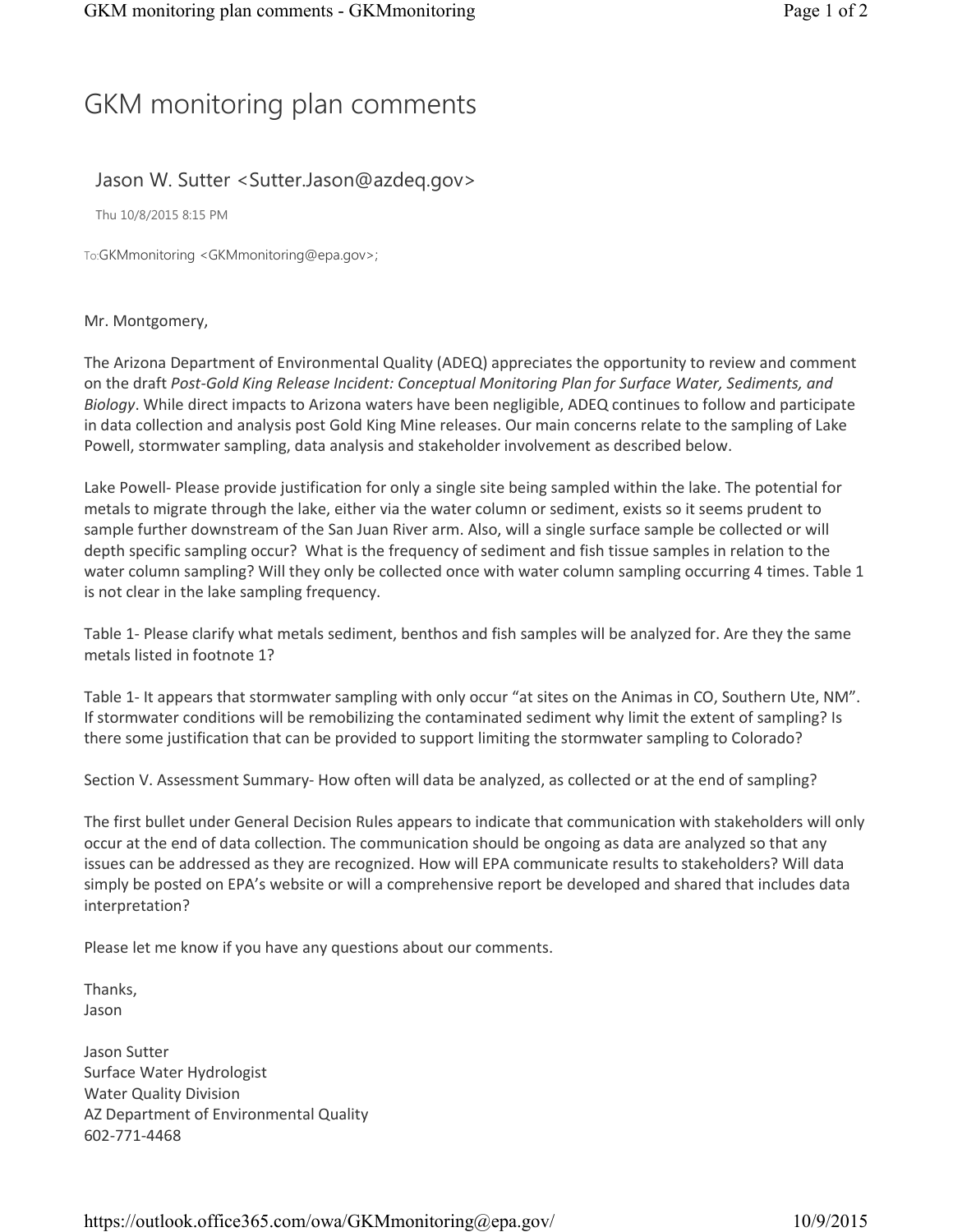# GKM monitoring plan comments

Jason W. Sutter <Sutter.Jason@azdeq.gov>

Thu 10/8/2015 8:15 PM

To: GKMmonitoring <GKMmonitoring@epa.gov>;

Mr. Montgomery,

The Arizona Department of Environmental Quality (ADEQ) appreciates the opportunity to review and comment on the draft *Post-Gold King Release Incident: Conceptual Monitoring Plan for Surface Water, Sediments, and Biology*. While direct impacts to Arizona waters have been negligible, ADEQ continues to follow and participate in data collection and analysis post Gold King Mine releases. Our main concerns relate to the sampling of Lake Powell, stormwater sampling, data analysis and stakeholder involvement as described below.

Lake Powell- Please provide justification for only a single site being sampled within the lake. The potential for metals to migrate through the lake, either via the water column or sediment, exists so it seems prudent to sample further downstream of the San Juan River arm. Also, will a single surface sample be collected or will depth specific sampling occur? What is the frequency of sediment and fish tissue samples in relation to the water column sampling? Will they only be collected once with water column sampling occurring 4 times. Table 1 is not clear in the lake sampling frequency.

Table 1- Please clarify what metals sediment, benthos and fish samples will be analyzed for. Are they the same metals listed in footnote 1?

Table 1- It appears that stormwater sampling with only occur "at sites on the Animas in CO, Southern Ute, NM". If stormwater conditions will be remobilizing the contaminated sediment why limit the extent of sampling? Is there some justification that can be provided to support limiting the stormwater sampling to Colorado?

Section V. Assessment Summary- How often will data be analyzed, as collected or at the end of sampling?

The first bullet under General Decision Rules appears to indicate that communication with stakeholders will only occur at the end of data collection. The communication should be ongoing as data are analyzed so that any issues can be addressed as they are recognized. How will EPA communicate results to stakeholders? Will data simply be posted on EPA's website or will a comprehensive report be developed and shared that includes data interpretation?

Please let me know if you have any questions about our comments.

Thanks,
Jason

Jason Sutter
Surface Water Hydrologist
Water Quality Division
AZ Department of Environmental Quality
602-771-4468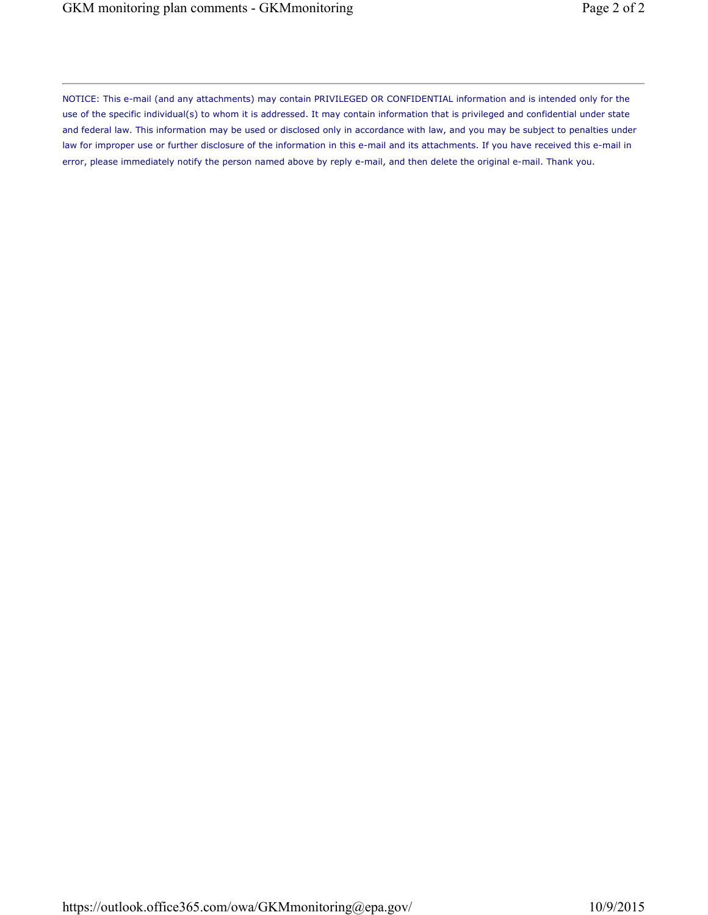---

NOTICE: This e-mail (and any attachments) may contain PRIVILEGED OR CONFIDENTIAL information and is intended only for the use of the specific individual(s) to whom it is addressed. It may contain information that is privileged and confidential under state and federal law. This information may be used or disclosed only in accordance with law, and you may be subject to penalties under law for improper use or further disclosure of the information in this e-mail and its attachments. If you have received this e-mail in error, please immediately notify the person named above by reply e-mail, and then delete the original e-mail. Thank you.